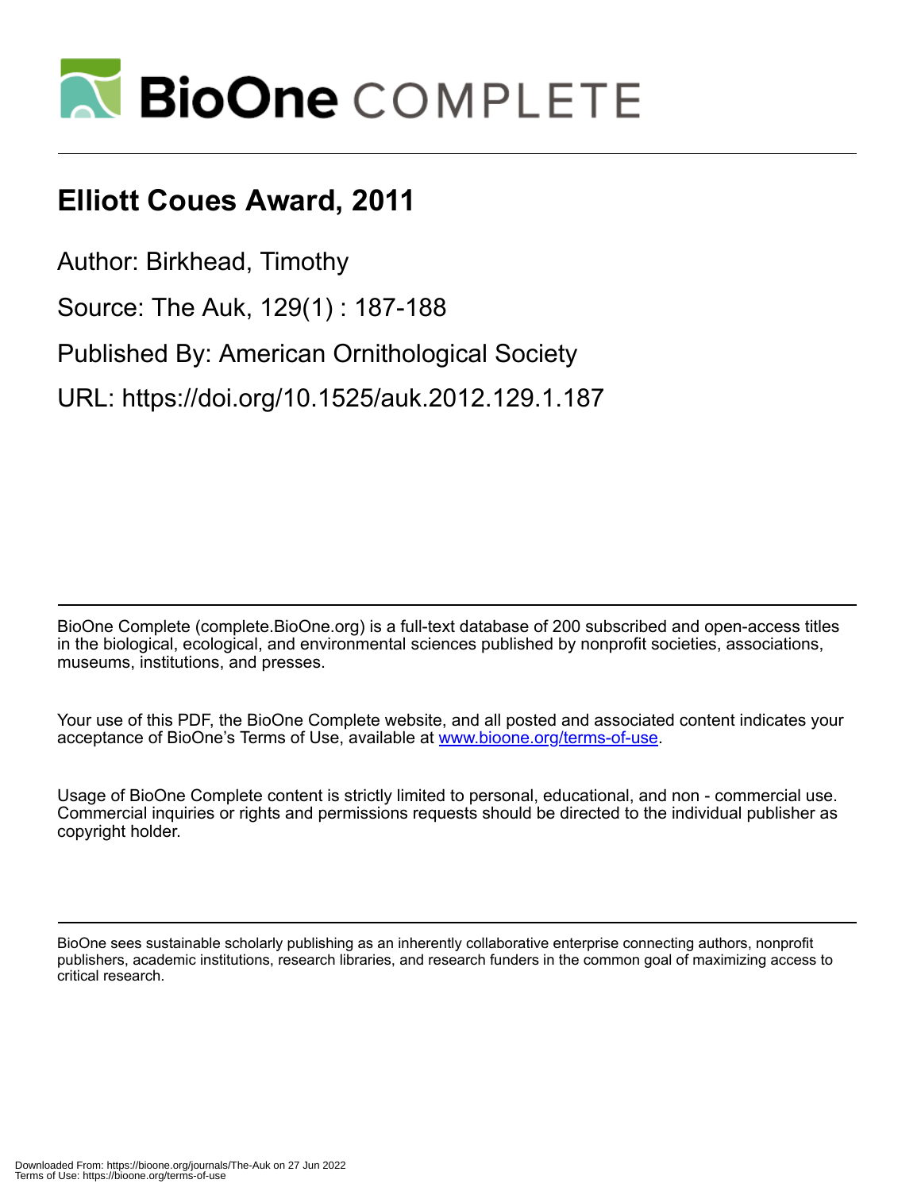# Elliott Coues Award, 2011

Author: Birkhead, Timothy

Source: The Auk, 129(1) : 187-188

Published By: American Ornithological Society

URL: https://doi.org/10.1525/auk.2012.129.1.187

BioOne Complete (complete.BioOne.org) is a full-text database of 200 subscribed and open-access titles in the biological, ecological, and environmental sciences published by nonprofit societies, associations, museums, institutions, and presses.

Your use of this PDF, the BioOne Complete website, and all posted and associated content indicates your acceptance of BioOne's Terms of Use, available at www.bioone.org/terms-of-use.

Usage of BioOne Complete content is strictly limited to personal, educational, and non - commercial use. Commercial inquiries or rights and permissions requests should be directed to the individual publisher as copyright holder.

BioOne sees sustainable scholarly publishing as an inherently collaborative enterprise connecting authors, nonprofit publishers, academic institutions, research libraries, and research funders in the common goal of maximizing access to critical research.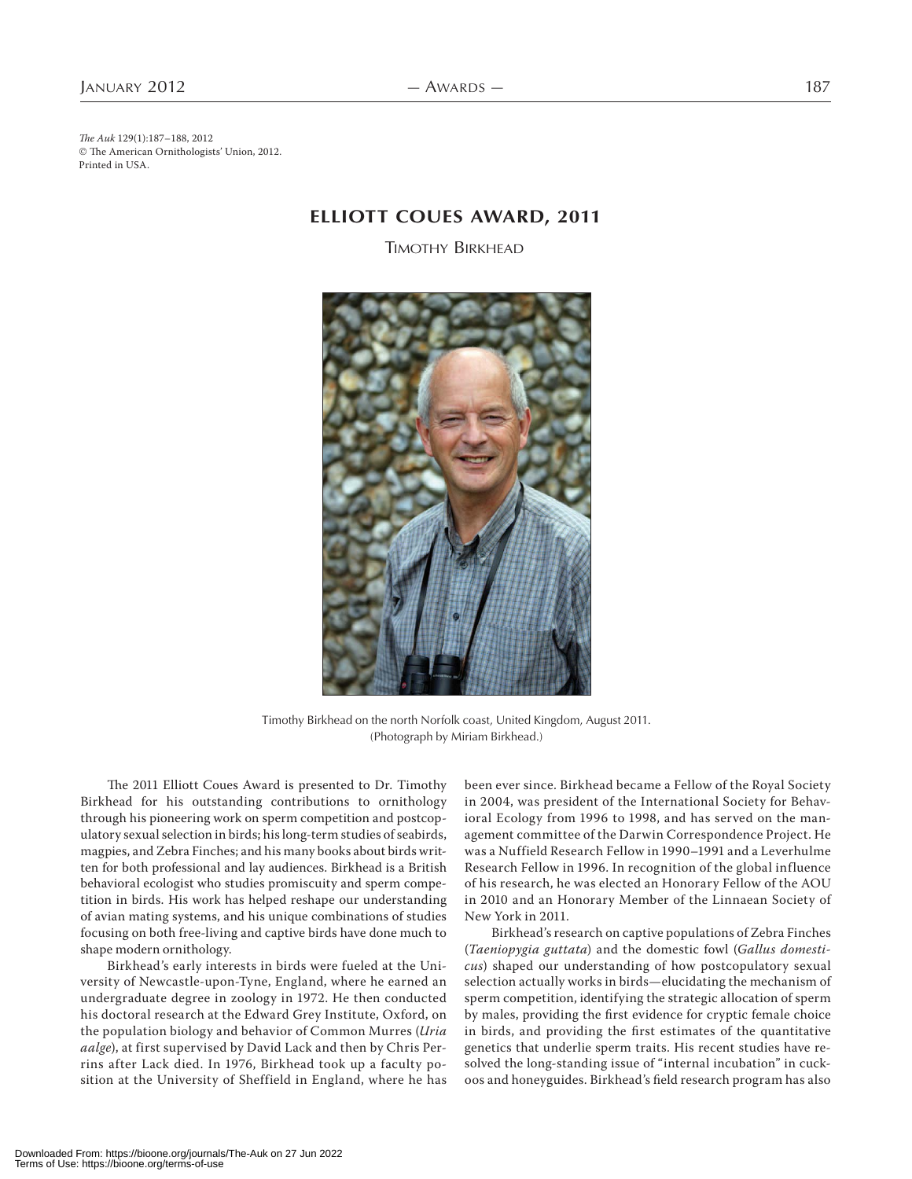*The Auk* 129(1):187–188, 2012
© The American Ornithologists' Union, 2012.
Printed in USA.

# ELLIOTT COUES AWARD, 2011

## Timothy Birkhead

Timothy Birkhead on the north Norfolk coast, United Kingdom, August 2011. (Photograph by Miriam Birkhead.)

The 2011 Elliott Coues Award is presented to Dr. Timothy Birkhead for his outstanding contributions to ornithology through his pioneering work on sperm competition and postcopulatory sexual selection in birds; his long-term studies of seabirds, magpies, and Zebra Finches; and his many books about birds written for both professional and lay audiences. Birkhead is a British behavioral ecologist who studies promiscuity and sperm competition in birds. His work has helped reshape our understanding of avian mating systems, and his unique combinations of studies focusing on both free-living and captive birds have done much to shape modern ornithology.

Birkhead's early interests in birds were fueled at the University of Newcastle-upon-Tyne, England, where he earned an undergraduate degree in zoology in 1972. He then conducted his doctoral research at the Edward Grey Institute, Oxford, on the population biology and behavior of Common Murres (*Uria aalge*), at first supervised by David Lack and then by Chris Perrins after Lack died. In 1976, Birkhead took up a faculty position at the University of Sheffield in England, where he has been ever since. Birkhead became a Fellow of the Royal Society in 2004, was president of the International Society for Behavioral Ecology from 1996 to 1998, and has served on the management committee of the Darwin Correspondence Project. He was a Nuffield Research Fellow in 1990–1991 and a Leverhulme Research Fellow in 1996. In recognition of the global influence of his research, he was elected an Honorary Fellow of the AOU in 2010 and an Honorary Member of the Linnaean Society of New York in 2011.

Birkhead's research on captive populations of Zebra Finches (*Taeniopygia guttata*) and the domestic fowl (*Gallus domesticus*) shaped our understanding of how postcopulatory sexual selection actually works in birds—elucidating the mechanism of sperm competition, identifying the strategic allocation of sperm by males, providing the first evidence for cryptic female choice in birds, and providing the first estimates of the quantitative genetics that underlie sperm traits. His recent studies have resolved the long-standing issue of "internal incubation" in cuckoos and honeyguides. Birkhead's field research program has also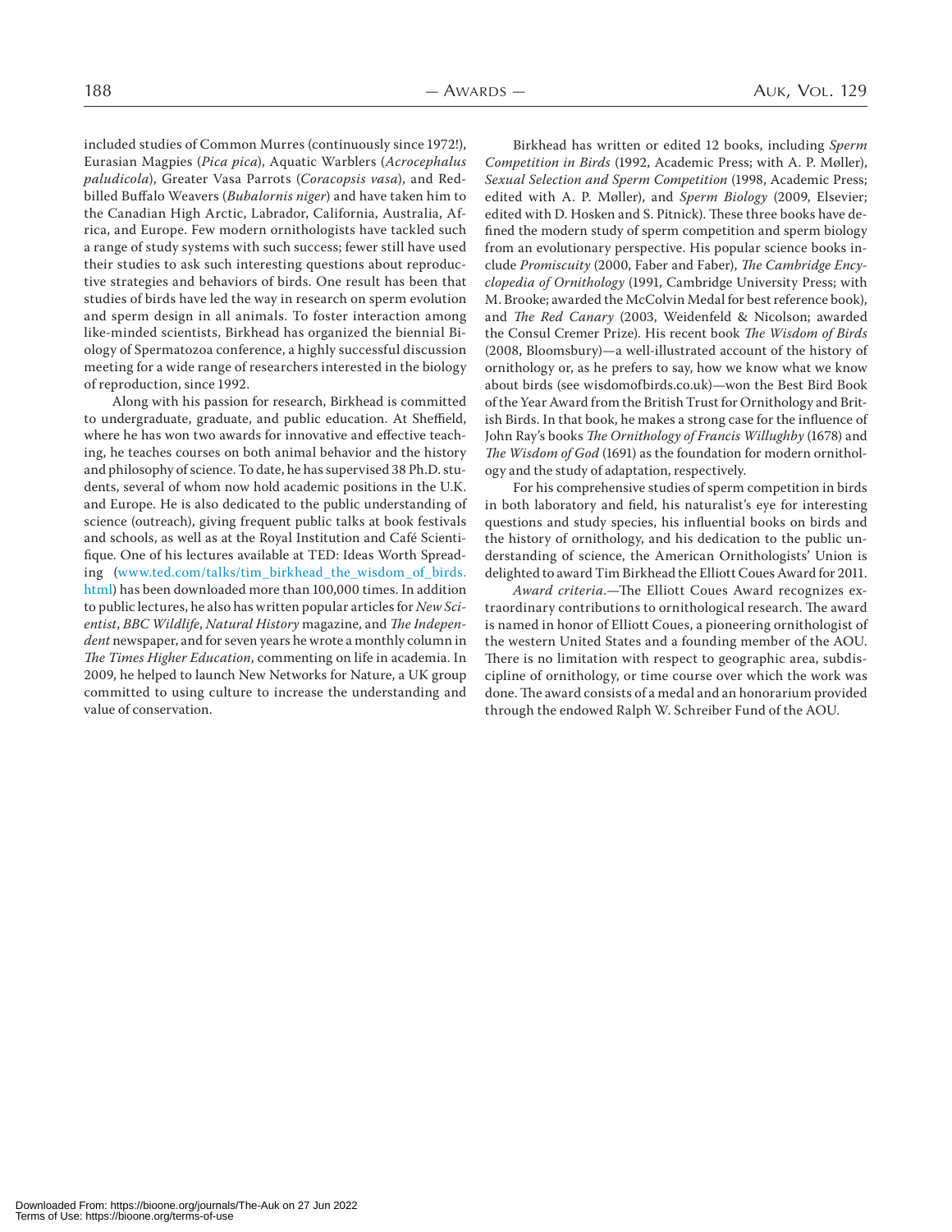included studies of Common Murres (continuously since 1972!), Eurasian Magpies (*Pica pica*), Aquatic Warblers (*Acrocephalus paludicola*), Greater Vasa Parrots (*Coracopsis vasa*), and Red-billed Buffalo Weavers (*Bubalornis niger*) and have taken him to the Canadian High Arctic, Labrador, California, Australia, Africa, and Europe. Few modern ornithologists have tackled such a range of study systems with such success; fewer still have used their studies to ask such interesting questions about reproductive strategies and behaviors of birds. One result has been that studies of birds have led the way in research on sperm evolution and sperm design in all animals. To foster interaction among like-minded scientists, Birkhead has organized the biennial Biology of Spermatozoa conference, a highly successful discussion meeting for a wide range of researchers interested in the biology of reproduction, since 1992.

Along with his passion for research, Birkhead is committed to undergraduate, graduate, and public education. At Sheffield, where he has won two awards for innovative and effective teaching, he teaches courses on both animal behavior and the history and philosophy of science. To date, he has supervised 38 Ph.D. students, several of whom now hold academic positions in the U.K. and Europe. He is also dedicated to the public understanding of science (outreach), giving frequent public talks at book festivals and schools, as well as at the Royal Institution and Café Scientifique. One of his lectures available at TED: Ideas Worth Spreading (www.ted.com/talks/tim_birkhead_the_wisdom_of_birds.html) has been downloaded more than 100,000 times. In addition to public lectures, he also has written popular articles for *New Scientist*, *BBC Wildlife*, *Natural History* magazine, and *The Independent* newspaper, and for seven years he wrote a monthly column in *The Times Higher Education*, commenting on life in academia. In 2009, he helped to launch New Networks for Nature, a UK group committed to using culture to increase the understanding and value of conservation.

Birkhead has written or edited 12 books, including *Sperm Competition in Birds* (1992, Academic Press; with A. P. Møller), *Sexual Selection and Sperm Competition* (1998, Academic Press; edited with A. P. Møller), and *Sperm Biology* (2009, Elsevier; edited with D. Hosken and S. Pitnick). These three books have defined the modern study of sperm competition and sperm biology from an evolutionary perspective. His popular science books include *Promiscuity* (2000, Faber and Faber), *The Cambridge Encyclopedia of Ornithology* (1991, Cambridge University Press; with M. Brooke; awarded the McColvin Medal for best reference book), and *The Red Canary* (2003, Weidenfeld & Nicolson; awarded the Consul Cremer Prize). His recent book *The Wisdom of Birds* (2008, Bloomsbury)—a well-illustrated account of the history of ornithology or, as he prefers to say, how we know what we know about birds (see wisdomofbirds.co.uk)—won the Best Bird Book of the Year Award from the British Trust for Ornithology and British Birds. In that book, he makes a strong case for the influence of John Ray's books *The Ornithology of Francis Willughby* (1678) and *The Wisdom of God* (1691) as the foundation for modern ornithology and the study of adaptation, respectively.

For his comprehensive studies of sperm competition in birds in both laboratory and field, his naturalist's eye for interesting questions and study species, his influential books on birds and the history of ornithology, and his dedication to the public understanding of science, the American Ornithologists' Union is delighted to award Tim Birkhead the Elliott Coues Award for 2011.

*Award criteria*.—The Elliott Coues Award recognizes extraordinary contributions to ornithological research. The award is named in honor of Elliott Coues, a pioneering ornithologist of the western United States and a founding member of the AOU. There is no limitation with respect to geographic area, subdiscipline of ornithology, or time course over which the work was done. The award consists of a medal and an honorarium provided through the endowed Ralph W. Schreiber Fund of the AOU.